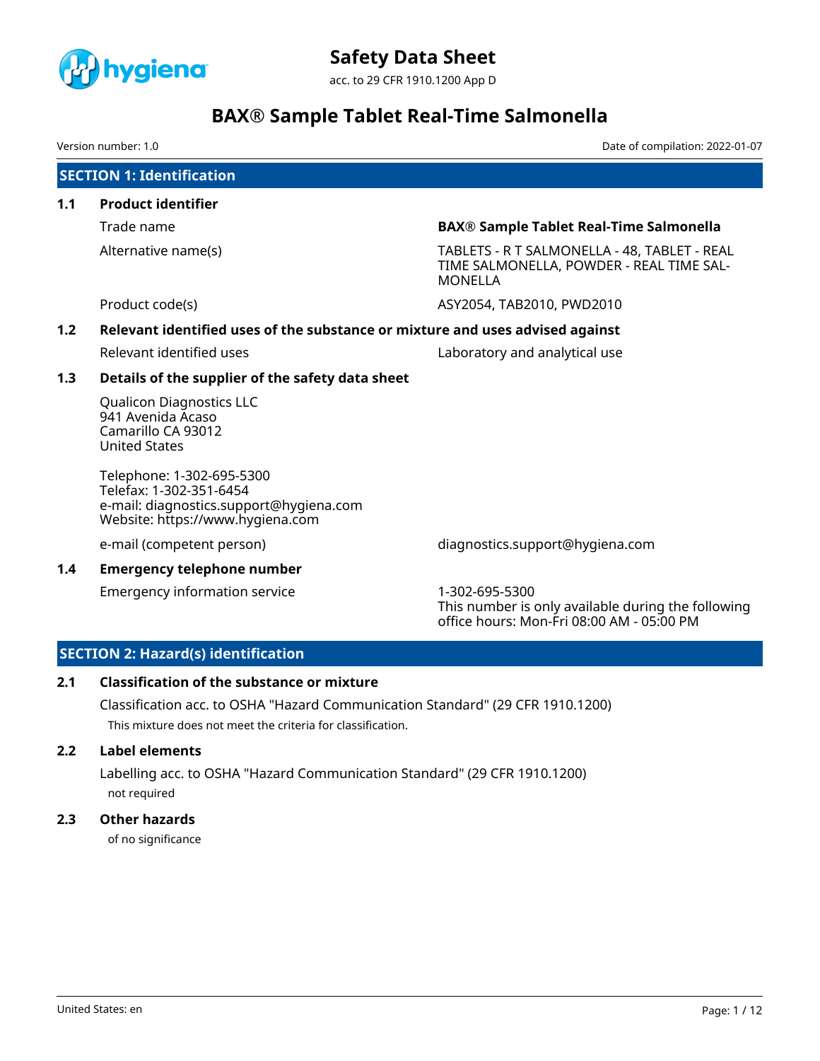# Safety Data Sheet

acc. to 29 CFR 1910.1200 App D

# BAX® Sample Tablet Real-Time Salmonella

Version number: 1.0

Date of compilation: 2022-01-07

## SECTION 1: Identification

### 1.1 Product identifier

| | |
|---|---|
| Trade name | **BAX® Sample Tablet Real-Time Salmonella** |
| Alternative name(s) | TABLETS - R T SALMONELLA - 48, TABLET - REAL TIME SALMONELLA, POWDER - REAL TIME SALMONELLA |
| Product code(s) | ASY2054, TAB2010, PWD2010 |

### 1.2 Relevant identified uses of the substance or mixture and uses advised against

| | |
|---|---|
| Relevant identified uses | Laboratory and analytical use |

### 1.3 Details of the supplier of the safety data sheet

Qualicon Diagnostics LLC
941 Avenida Acaso
Camarillo CA 93012
United States

Telephone: 1-302-695-5300
Telefax: 1-302-351-6454
e-mail: diagnostics.support@hygiena.com
Website: https://www.hygiena.com

| | |
|---|---|
| e-mail (competent person) | diagnostics.support@hygiena.com |

### 1.4 Emergency telephone number

| | |
|---|---|
| Emergency information service | 1-302-695-5300<br>This number is only available during the following office hours: Mon-Fri 08:00 AM - 05:00 PM |

## SECTION 2: Hazard(s) identification

### 2.1 Classification of the substance or mixture

Classification acc. to OSHA "Hazard Communication Standard" (29 CFR 1910.1200)

This mixture does not meet the criteria for classification.

### 2.2 Label elements

Labelling acc. to OSHA "Hazard Communication Standard" (29 CFR 1910.1200)

not required

### 2.3 Other hazards

of no significance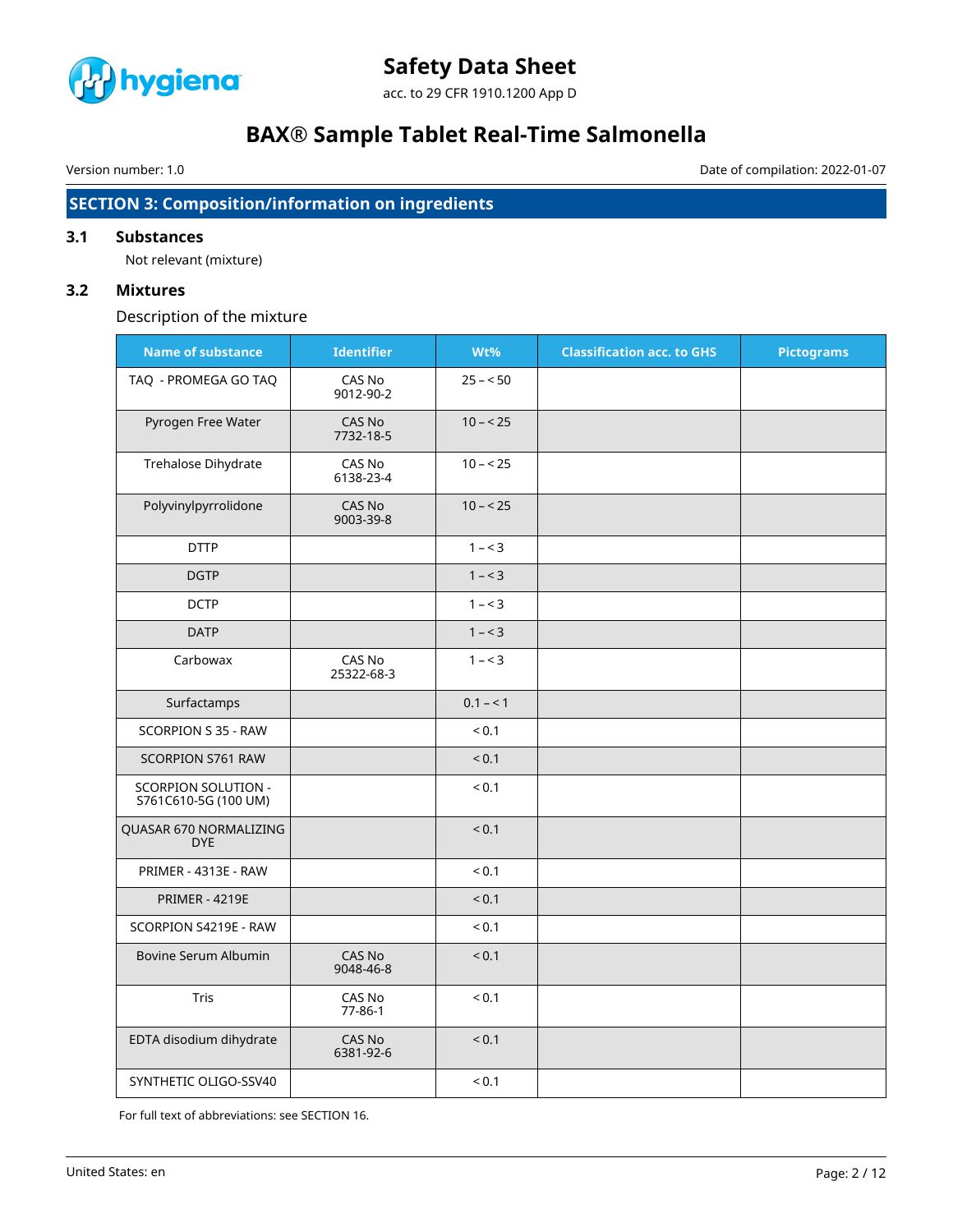## SECTION 3: Composition/information on ingredients

### 3.1 Substances

Not relevant (mixture)

### 3.2 Mixtures

Description of the mixture

| Name of substance | Identifier | Wt% | Classification acc. to GHS | Pictograms |
|---|---|---|---|---|
| TAQ - PROMEGA GO TAQ | CAS No 9012-90-2 | 25 – < 50 | | |
| Pyrogen Free Water | CAS No 7732-18-5 | 10 – < 25 | | |
| Trehalose Dihydrate | CAS No 6138-23-4 | 10 – < 25 | | |
| Polyvinylpyrrolidone | CAS No 9003-39-8 | 10 – < 25 | | |
| DTTP | | 1 – < 3 | | |
| DGTP | | 1 – < 3 | | |
| DCTP | | 1 – < 3 | | |
| DATP | | 1 – < 3 | | |
| Carbowax | CAS No 25322-68-3 | 1 – < 3 | | |
| Surfactamps | | 0.1 – < 1 | | |
| SCORPION S 35 - RAW | | < 0.1 | | |
| SCORPION S761 RAW | | < 0.1 | | |
| SCORPION SOLUTION - S761C610-5G (100 UM) | | < 0.1 | | |
| QUASAR 670 NORMALIZING DYE | | < 0.1 | | |
| PRIMER - 4313E - RAW | | < 0.1 | | |
| PRIMER - 4219E | | < 0.1 | | |
| SCORPION S4219E - RAW | | < 0.1 | | |
| Bovine Serum Albumin | CAS No 9048-46-8 | < 0.1 | | |
| Tris | CAS No 77-86-1 | < 0.1 | | |
| EDTA disodium dihydrate | CAS No 6381-92-6 | < 0.1 | | |
| SYNTHETIC OLIGO-SSV40 | | < 0.1 | | |

For full text of abbreviations: see SECTION 16.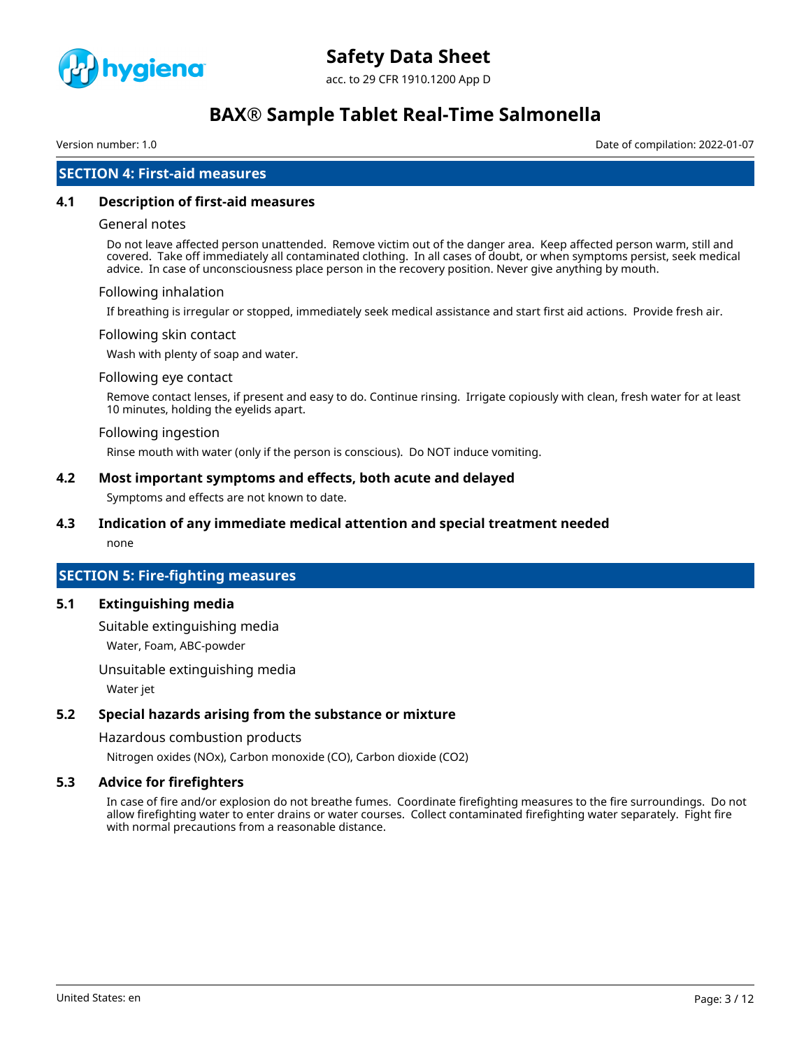## SECTION 4: First-aid measures

### 4.1 Description of first-aid measures

#### General notes

Do not leave affected person unattended. Remove victim out of the danger area. Keep affected person warm, still and covered. Take off immediately all contaminated clothing. In all cases of doubt, or when symptoms persist, seek medical advice. In case of unconsciousness place person in the recovery position. Never give anything by mouth.

#### Following inhalation

If breathing is irregular or stopped, immediately seek medical assistance and start first aid actions. Provide fresh air.

#### Following skin contact

Wash with plenty of soap and water.

#### Following eye contact

Remove contact lenses, if present and easy to do. Continue rinsing. Irrigate copiously with clean, fresh water for at least 10 minutes, holding the eyelids apart.

#### Following ingestion

Rinse mouth with water (only if the person is conscious). Do NOT induce vomiting.

### 4.2 Most important symptoms and effects, both acute and delayed

Symptoms and effects are not known to date.

### 4.3 Indication of any immediate medical attention and special treatment needed

none

## SECTION 5: Fire-fighting measures

### 5.1 Extinguishing media

#### Suitable extinguishing media

Water, Foam, ABC-powder

#### Unsuitable extinguishing media

Water jet

### 5.2 Special hazards arising from the substance or mixture

#### Hazardous combustion products

Nitrogen oxides (NOx), Carbon monoxide (CO), Carbon dioxide ($CO_2$)

### 5.3 Advice for firefighters

In case of fire and/or explosion do not breathe fumes. Coordinate firefighting measures to the fire surroundings. Do not allow firefighting water to enter drains or water courses. Collect contaminated firefighting water separately. Fight fire with normal precautions from a reasonable distance.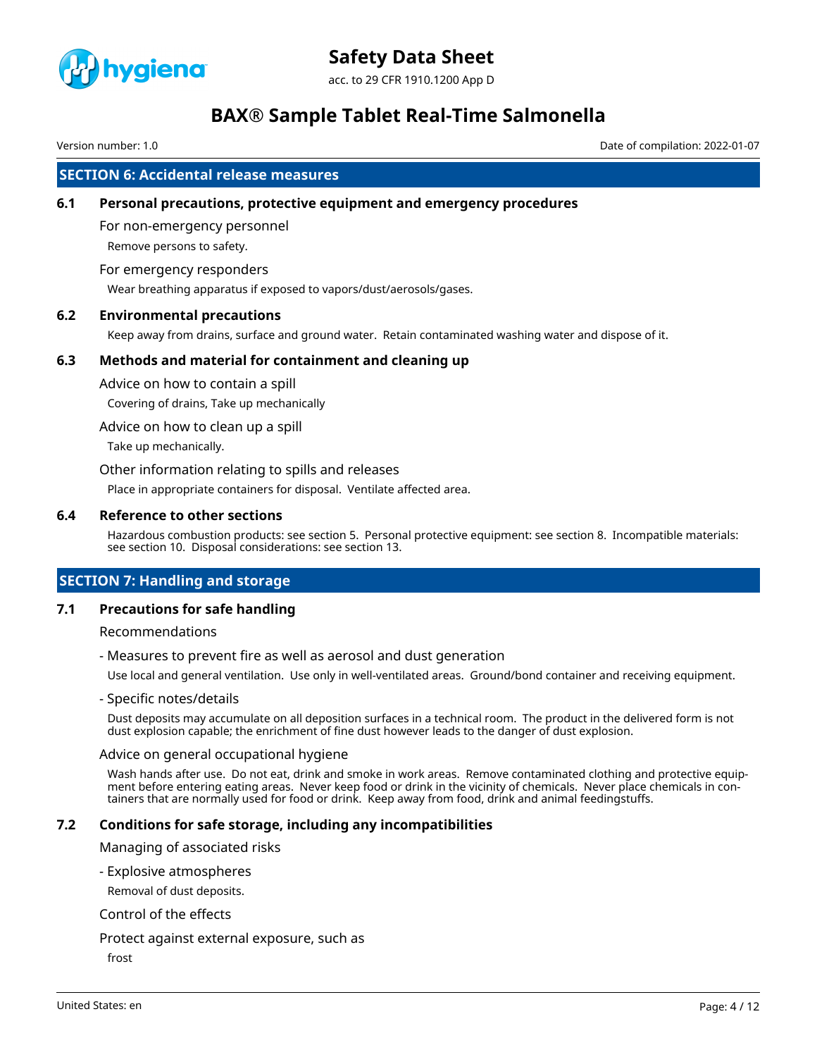## SECTION 6: Accidental release measures

### 6.1 Personal precautions, protective equipment and emergency procedures

For non-emergency personnel

Remove persons to safety.

For emergency responders

Wear breathing apparatus if exposed to vapors/dust/aerosols/gases.

### 6.2 Environmental precautions

Keep away from drains, surface and ground water. Retain contaminated washing water and dispose of it.

### 6.3 Methods and material for containment and cleaning up

Advice on how to contain a spill

Covering of drains, Take up mechanically

Advice on how to clean up a spill

Take up mechanically.

Other information relating to spills and releases

Place in appropriate containers for disposal. Ventilate affected area.

### 6.4 Reference to other sections

Hazardous combustion products: see section 5. Personal protective equipment: see section 8. Incompatible materials: see section 10. Disposal considerations: see section 13.

## SECTION 7: Handling and storage

### 7.1 Precautions for safe handling

Recommendations

- Measures to prevent fire as well as aerosol and dust generation

Use local and general ventilation. Use only in well-ventilated areas. Ground/bond container and receiving equipment.

- Specific notes/details

Dust deposits may accumulate on all deposition surfaces in a technical room. The product in the delivered form is not dust explosion capable; the enrichment of fine dust however leads to the danger of dust explosion.

Advice on general occupational hygiene

Wash hands after use. Do not eat, drink and smoke in work areas. Remove contaminated clothing and protective equipment before entering eating areas. Never keep food or drink in the vicinity of chemicals. Never place chemicals in containers that are normally used for food or drink. Keep away from food, drink and animal feedingstuffs.

### 7.2 Conditions for safe storage, including any incompatibilities

Managing of associated risks

- Explosive atmospheres

Removal of dust deposits.

Control of the effects

Protect against external exposure, such as

frost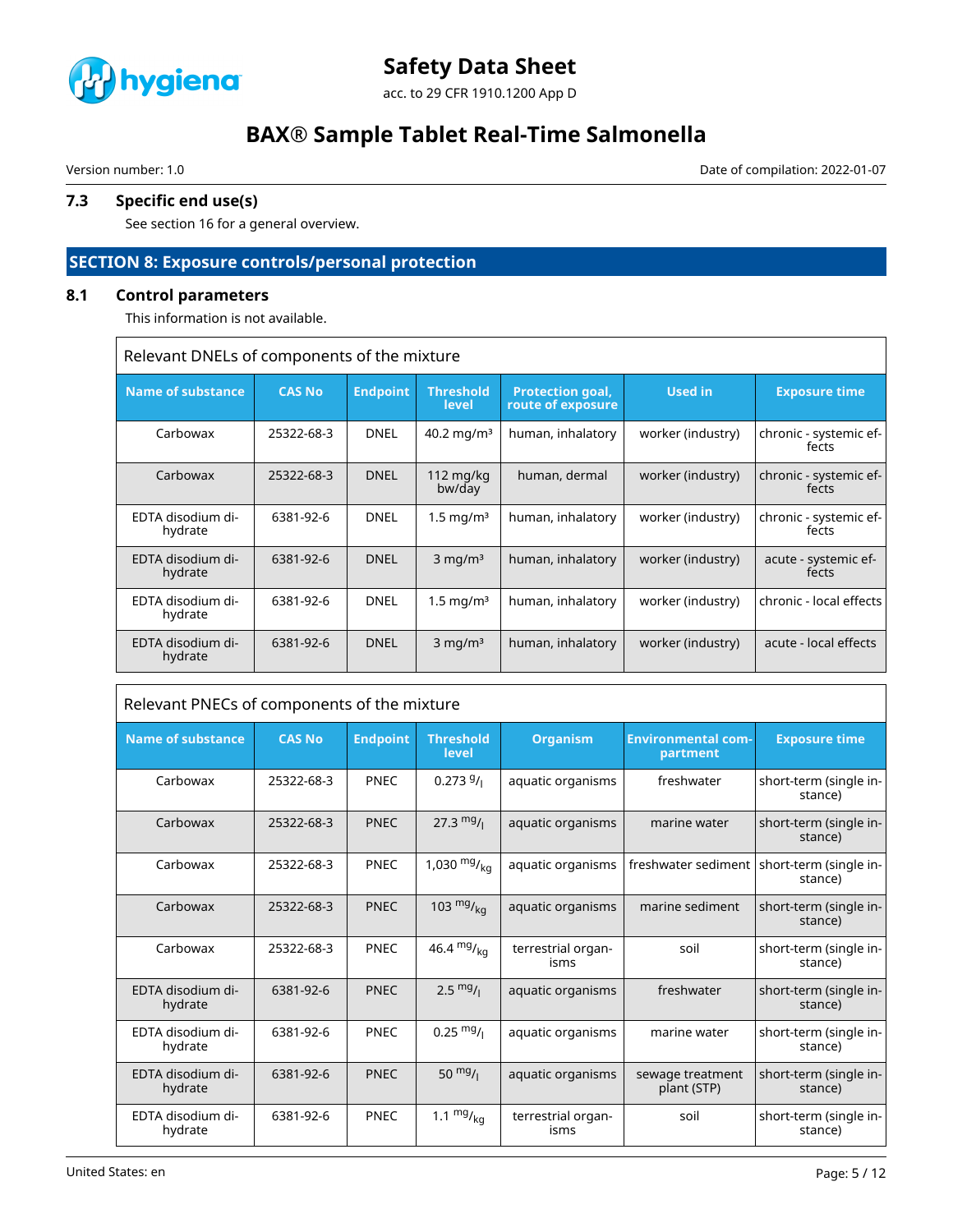### 7.3 Specific end use(s)

See section 16 for a general overview.

## SECTION 8: Exposure controls/personal protection

### 8.1 Control parameters

This information is not available.

| Relevant DNELs of components of the mixture | | | | | | |
|---|---|---|---|---|---|---|
| **Name of substance** | **CAS No** | **Endpoint** | **Threshold level** | **Protection goal, route of exposure** | **Used in** | **Exposure time** |
| Carbowax | 25322-68-3 | DNEL | 40.2 mg/m³ | human, inhalatory | worker (industry) | chronic - systemic effects |
| Carbowax | 25322-68-3 | DNEL | 112 mg/kg bw/day | human, dermal | worker (industry) | chronic - systemic effects |
| EDTA disodium dihydrate | 6381-92-6 | DNEL | 1.5 mg/m³ | human, inhalatory | worker (industry) | chronic - systemic effects |
| EDTA disodium dihydrate | 6381-92-6 | DNEL | 3 mg/m³ | human, inhalatory | worker (industry) | acute - systemic effects |
| EDTA disodium dihydrate | 6381-92-6 | DNEL | 1.5 mg/m³ | human, inhalatory | worker (industry) | chronic - local effects |
| EDTA disodium dihydrate | 6381-92-6 | DNEL | 3 mg/m³ | human, inhalatory | worker (industry) | acute - local effects |

| Relevant PNECs of components of the mixture | | | | | | |
|---|---|---|---|---|---|---|
| **Name of substance** | **CAS No** | **Endpoint** | **Threshold level** | **Organism** | **Environmental compartment** | **Exposure time** |
| Carbowax | 25322-68-3 | PNEC | 0.273 g/l | aquatic organisms | freshwater | short-term (single instance) |
| Carbowax | 25322-68-3 | PNEC | 27.3 mg/l | aquatic organisms | marine water | short-term (single instance) |
| Carbowax | 25322-68-3 | PNEC | 1,030 mg/kg | aquatic organisms | freshwater sediment | short-term (single instance) |
| Carbowax | 25322-68-3 | PNEC | 103 mg/kg | aquatic organisms | marine sediment | short-term (single instance) |
| Carbowax | 25322-68-3 | PNEC | 46.4 mg/kg | terrestrial organisms | soil | short-term (single instance) |
| EDTA disodium dihydrate | 6381-92-6 | PNEC | 2.5 mg/l | aquatic organisms | freshwater | short-term (single instance) |
| EDTA disodium dihydrate | 6381-92-6 | PNEC | 0.25 mg/l | aquatic organisms | marine water | short-term (single instance) |
| EDTA disodium dihydrate | 6381-92-6 | PNEC | 50 mg/l | aquatic organisms | sewage treatment plant (STP) | short-term (single instance) |
| EDTA disodium dihydrate | 6381-92-6 | PNEC | 1.1 mg/kg | terrestrial organisms | soil | short-term (single instance) |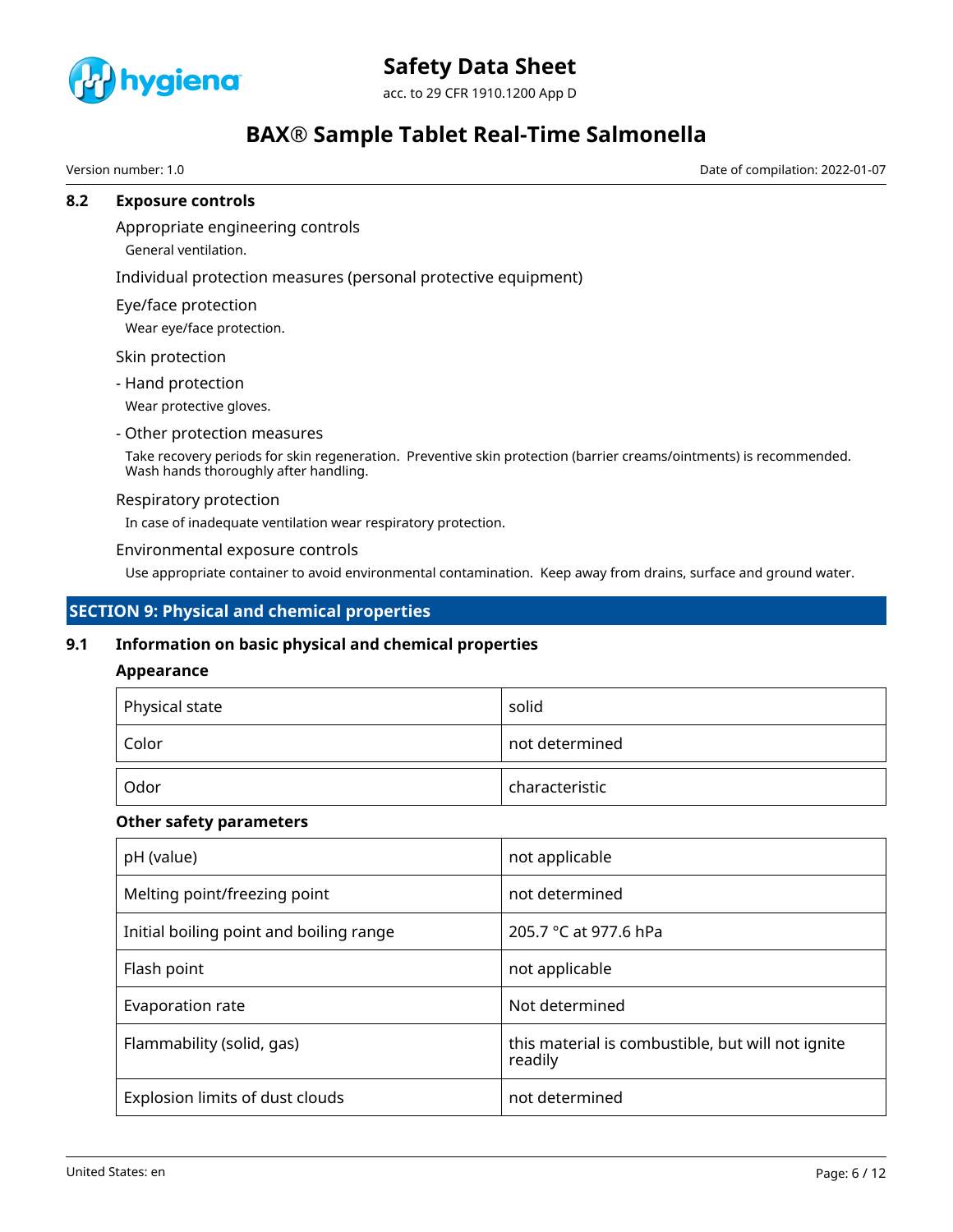### 8.2 Exposure controls

Appropriate engineering controls

General ventilation.

Individual protection measures (personal protective equipment)

Eye/face protection

Wear eye/face protection.

Skin protection

- Hand protection

Wear protective gloves.

- Other protection measures

Take recovery periods for skin regeneration. Preventive skin protection (barrier creams/ointments) is recommended. Wash hands thoroughly after handling.

Respiratory protection

In case of inadequate ventilation wear respiratory protection.

Environmental exposure controls

Use appropriate container to avoid environmental contamination. Keep away from drains, surface and ground water.

## SECTION 9: Physical and chemical properties

### 9.1 Information on basic physical and chemical properties

**Appearance**

| | |
|---|---|
| Physical state | solid |
| Color | not determined |
| Odor | characteristic |

**Other safety parameters**

| | |
|---|---|
| pH (value) | not applicable |
| Melting point/freezing point | not determined |
| Initial boiling point and boiling range | 205.7 °C at 977.6 hPa |
| Flash point | not applicable |
| Evaporation rate | Not determined |
| Flammability (solid, gas) | this material is combustible, but will not ignite readily |
| Explosion limits of dust clouds | not determined |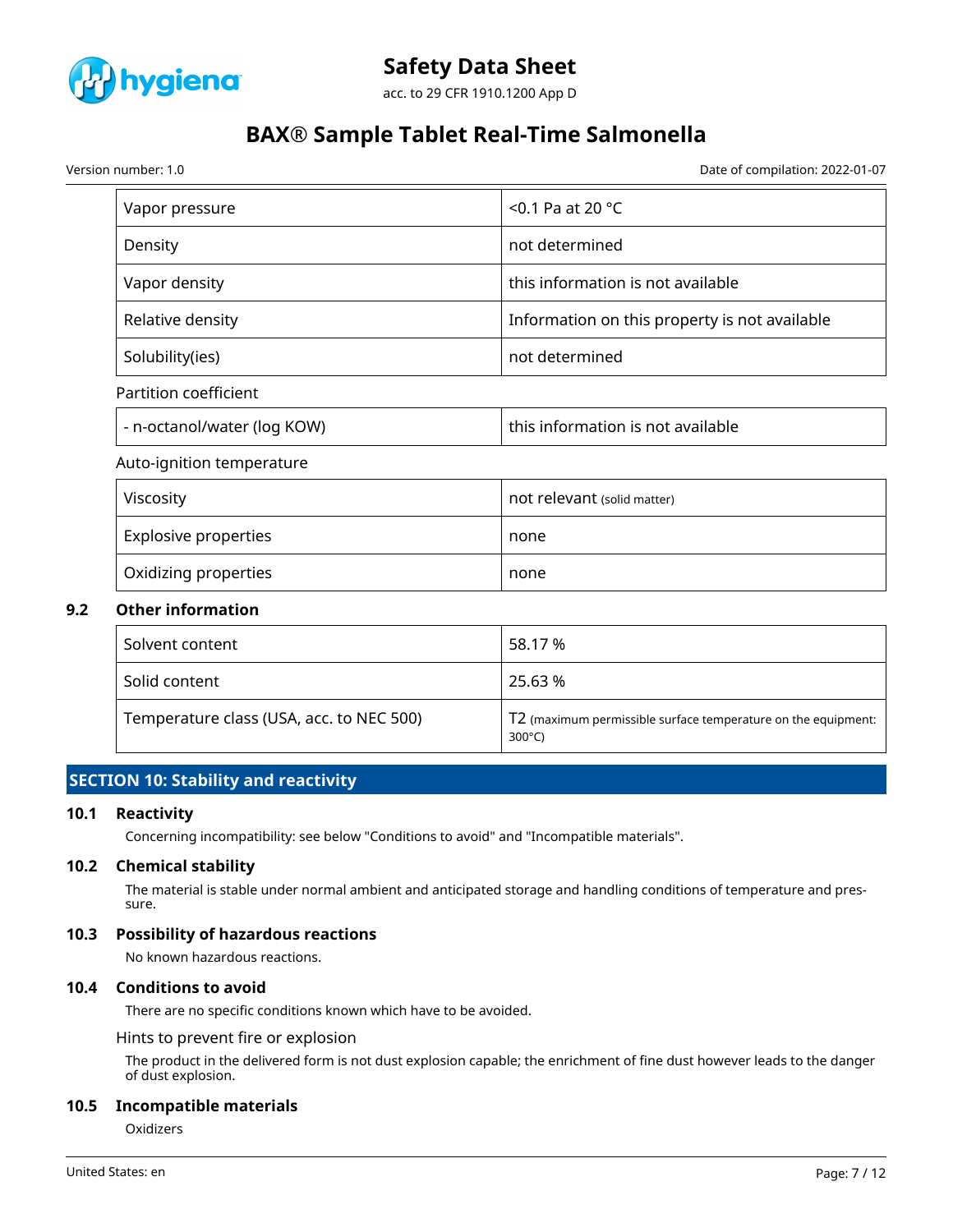| Vapor pressure | <0.1 Pa at 20 °C |
| --- | --- |
| Density | not determined |
| Vapor density | this information is not available |
| Relative density | Information on this property is not available |
| Solubility(ies) | not determined |

Partition coefficient

| - n-octanol/water (log KOW) | this information is not available |
| --- | --- |

Auto-ignition temperature

| Viscosity | not relevant (solid matter) |
| --- | --- |
| Explosive properties | none |
| Oxidizing properties | none |

### 9.2 Other information

| Solvent content | 58.17 % |
| --- | --- |
| Solid content | 25.63 % |
| Temperature class (USA, acc. to NEC 500) | T2 (maximum permissible surface temperature on the equipment: 300°C) |

## SECTION 10: Stability and reactivity

### 10.1 Reactivity

Concerning incompatibility: see below "Conditions to avoid" and "Incompatible materials".

### 10.2 Chemical stability

The material is stable under normal ambient and anticipated storage and handling conditions of temperature and pressure.

### 10.3 Possibility of hazardous reactions

No known hazardous reactions.

### 10.4 Conditions to avoid

There are no specific conditions known which have to be avoided.

Hints to prevent fire or explosion

The product in the delivered form is not dust explosion capable; the enrichment of fine dust however leads to the danger of dust explosion.

### 10.5 Incompatible materials

Oxidizers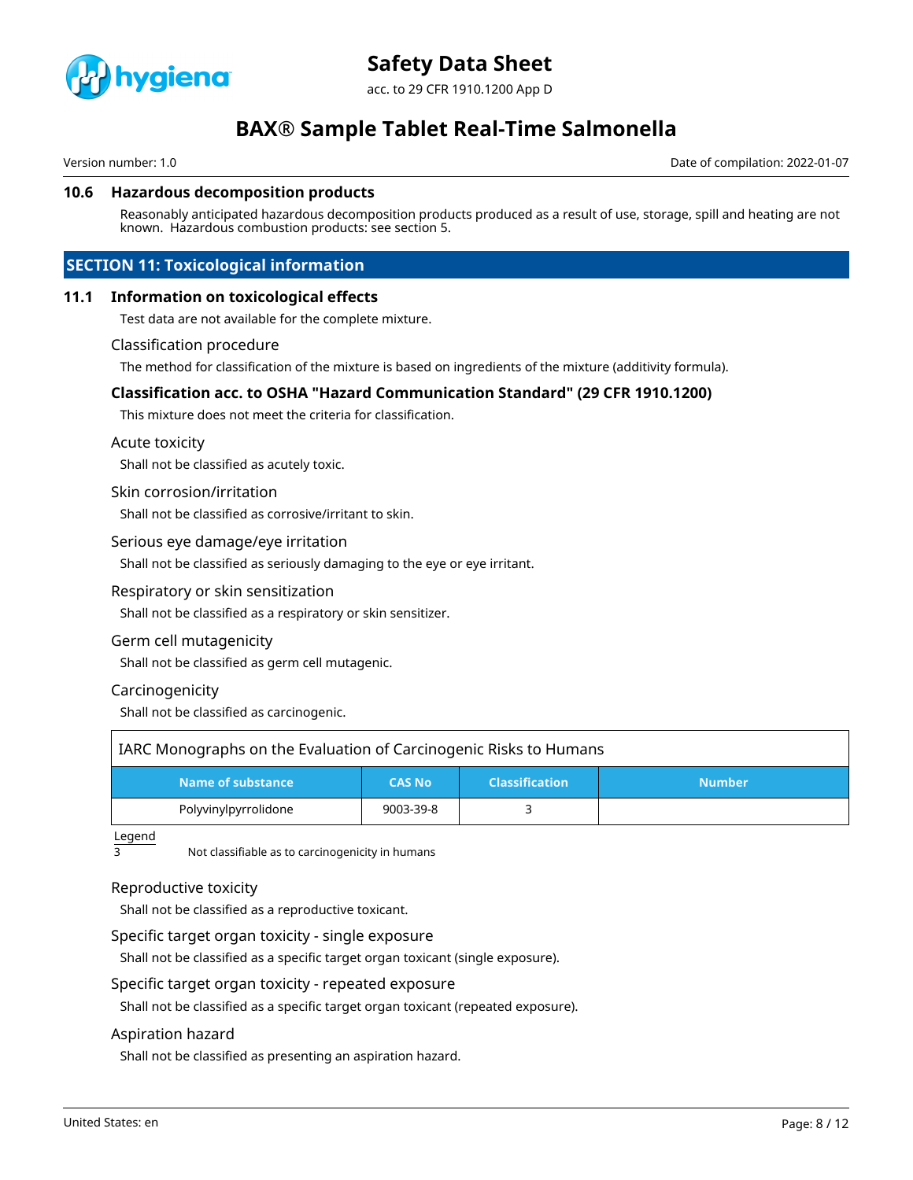### 10.6 Hazardous decomposition products

Reasonably anticipated hazardous decomposition products produced as a result of use, storage, spill and heating are not known. Hazardous combustion products: see section 5.

## SECTION 11: Toxicological information

### 11.1 Information on toxicological effects

Test data are not available for the complete mixture.

Classification procedure

The method for classification of the mixture is based on ingredients of the mixture (additivity formula).

**Classification acc. to OSHA "Hazard Communication Standard" (29 CFR 1910.1200)**

This mixture does not meet the criteria for classification.

Acute toxicity

Shall not be classified as acutely toxic.

Skin corrosion/irritation

Shall not be classified as corrosive/irritant to skin.

Serious eye damage/eye irritation

Shall not be classified as seriously damaging to the eye or eye irritant.

Respiratory or skin sensitization

Shall not be classified as a respiratory or skin sensitizer.

Germ cell mutagenicity

Shall not be classified as germ cell mutagenic.

Carcinogenicity

Shall not be classified as carcinogenic.

IARC Monographs on the Evaluation of Carcinogenic Risks to Humans

| Name of substance | CAS No | Classification | Number |
|---|---|---|---|
| Polyvinylpyrrolidone | 9003-39-8 | 3 | |

Legend

3 Not classifiable as to carcinogenicity in humans

Reproductive toxicity

Shall not be classified as a reproductive toxicant.

Specific target organ toxicity - single exposure

Shall not be classified as a specific target organ toxicant (single exposure).

Specific target organ toxicity - repeated exposure

Shall not be classified as a specific target organ toxicant (repeated exposure).

Aspiration hazard

Shall not be classified as presenting an aspiration hazard.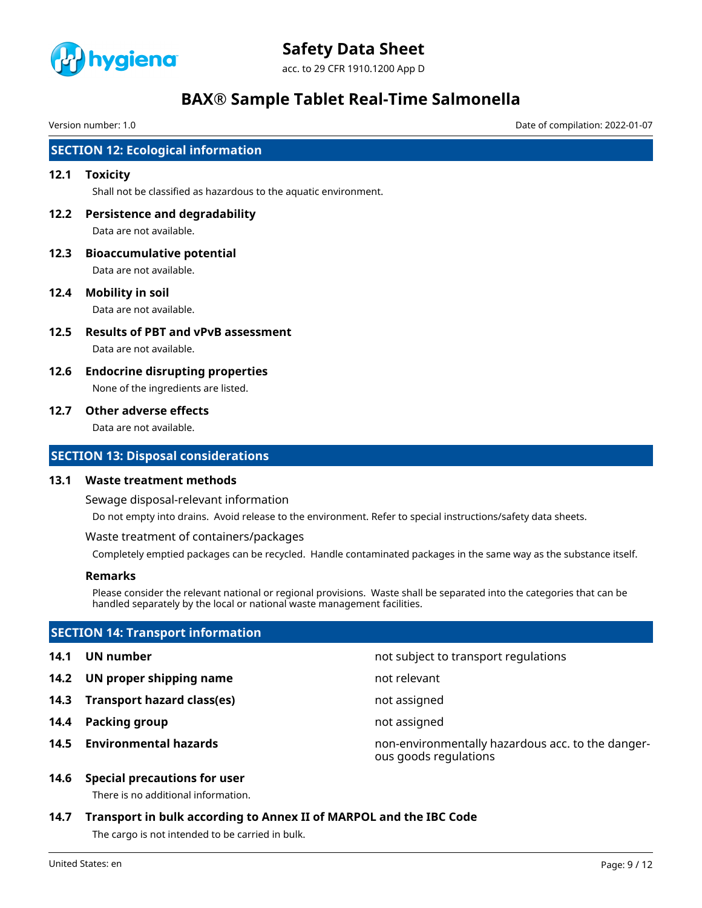## SECTION 12: Ecological information

### 12.1 Toxicity

Shall not be classified as hazardous to the aquatic environment.

### 12.2 Persistence and degradability

Data are not available.

### 12.3 Bioaccumulative potential

Data are not available.

### 12.4 Mobility in soil

Data are not available.

### 12.5 Results of PBT and vPvB assessment

Data are not available.

### 12.6 Endocrine disrupting properties

None of the ingredients are listed.

### 12.7 Other adverse effects

Data are not available.

## SECTION 13: Disposal considerations

### 13.1 Waste treatment methods

Sewage disposal-relevant information

Do not empty into drains. Avoid release to the environment. Refer to special instructions/safety data sheets.

Waste treatment of containers/packages

Completely emptied packages can be recycled. Handle contaminated packages in the same way as the substance itself.

**Remarks**

Please consider the relevant national or regional provisions. Waste shall be separated into the categories that can be handled separately by the local or national waste management facilities.

## SECTION 14: Transport information

| | |
|---|---|
| **14.1 UN number** | not subject to transport regulations |
| **14.2 UN proper shipping name** | not relevant |
| **14.3 Transport hazard class(es)** | not assigned |
| **14.4 Packing group** | not assigned |
| **14.5 Environmental hazards** | non-environmentally hazardous acc. to the dangerous goods regulations |

### 14.6 Special precautions for user

There is no additional information.

### 14.7 Transport in bulk according to Annex II of MARPOL and the IBC Code

The cargo is not intended to be carried in bulk.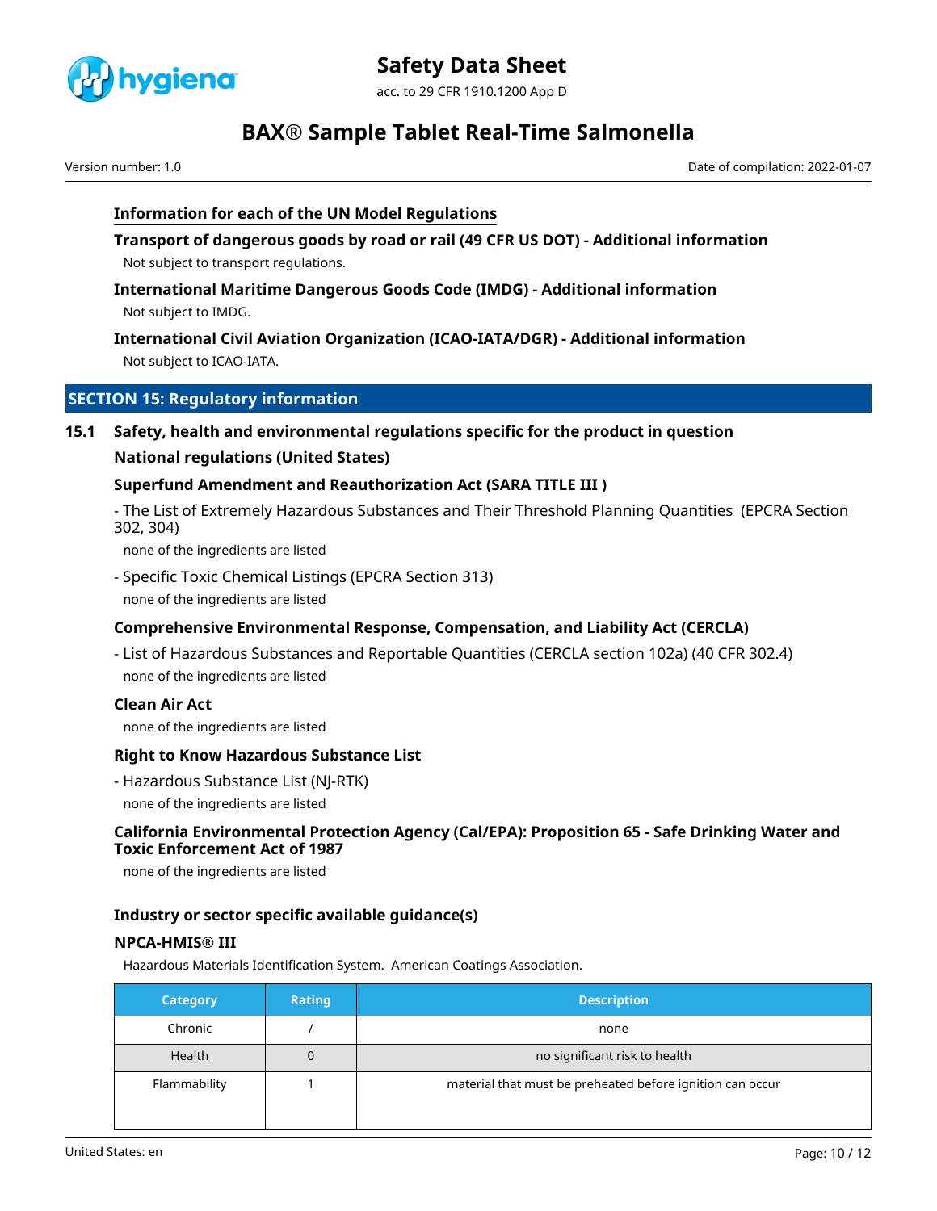#### Information for each of the UN Model Regulations

**Transport of dangerous goods by road or rail (49 CFR US DOT) - Additional information**

Not subject to transport regulations.

**International Maritime Dangerous Goods Code (IMDG) - Additional information**

Not subject to IMDG.

**International Civil Aviation Organization (ICAO-IATA/DGR) - Additional information**

Not subject to ICAO-IATA.

## SECTION 15: Regulatory information

### 15.1 Safety, health and environmental regulations specific for the product in question

**National regulations (United States)**

**Superfund Amendment and Reauthorization Act (SARA TITLE III )**

- The List of Extremely Hazardous Substances and Their Threshold Planning Quantities (EPCRA Section 302, 304)

none of the ingredients are listed

- Specific Toxic Chemical Listings (EPCRA Section 313)

none of the ingredients are listed

**Comprehensive Environmental Response, Compensation, and Liability Act (CERCLA)**

- List of Hazardous Substances and Reportable Quantities (CERCLA section 102a) (40 CFR 302.4)

none of the ingredients are listed

**Clean Air Act**

none of the ingredients are listed

**Right to Know Hazardous Substance List**

- Hazardous Substance List (NJ-RTK)

none of the ingredients are listed

**California Environmental Protection Agency (Cal/EPA): Proposition 65 - Safe Drinking Water and Toxic Enforcement Act of 1987**

none of the ingredients are listed

**Industry or sector specific available guidance(s)**

**NPCA-HMIS® III**

Hazardous Materials Identification System. American Coatings Association.

| Category | Rating | Description |
|---|---|---|
| Chronic | / | none |
| Health | 0 | no significant risk to health |
| Flammability | 1 | material that must be preheated before ignition can occur |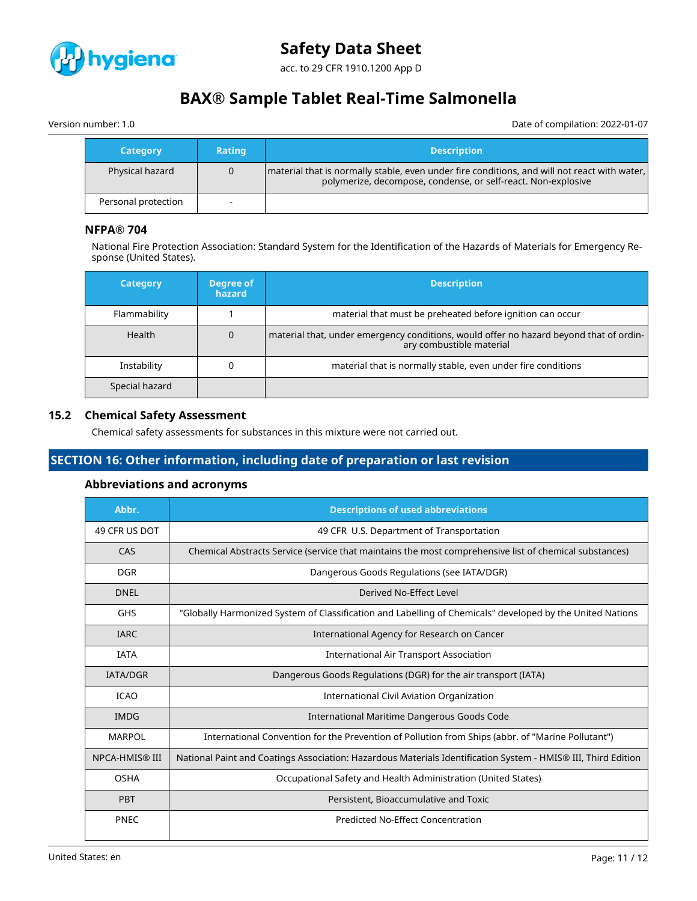| Category | Rating | Description |
|---|---|---|
| Physical hazard | 0 | material that is normally stable, even under fire conditions, and will not react with water, polymerize, decompose, condense, or self-react. Non-explosive |
| Personal protection | - | |

### NFPA® 704

National Fire Protection Association: Standard System for the Identification of the Hazards of Materials for Emergency Response (United States).

| Category | Degree of hazard | Description |
|---|---|---|
| Flammability | 1 | material that must be preheated before ignition can occur |
| Health | 0 | material that, under emergency conditions, would offer no hazard beyond that of ordinary combustible material |
| Instability | 0 | material that is normally stable, even under fire conditions |
| Special hazard | | |

## 15.2 Chemical Safety Assessment

Chemical safety assessments for substances in this mixture were not carried out.

# SECTION 16: Other information, including date of preparation or last revision

### Abbreviations and acronyms

| Abbr. | Descriptions of used abbreviations |
|---|---|
| 49 CFR US DOT | 49 CFR U.S. Department of Transportation |
| CAS | Chemical Abstracts Service (service that maintains the most comprehensive list of chemical substances) |
| DGR | Dangerous Goods Regulations (see IATA/DGR) |
| DNEL | Derived No-Effect Level |
| GHS | "Globally Harmonized System of Classification and Labelling of Chemicals" developed by the United Nations |
| IARC | International Agency for Research on Cancer |
| IATA | International Air Transport Association |
| IATA/DGR | Dangerous Goods Regulations (DGR) for the air transport (IATA) |
| ICAO | International Civil Aviation Organization |
| IMDG | International Maritime Dangerous Goods Code |
| MARPOL | International Convention for the Prevention of Pollution from Ships (abbr. of "Marine Pollutant") |
| NPCA-HMIS® III | National Paint and Coatings Association: Hazardous Materials Identification System - HMIS® III, Third Edition |
| OSHA | Occupational Safety and Health Administration (United States) |
| PBT | Persistent, Bioaccumulative and Toxic |
| PNEC | Predicted No-Effect Concentration |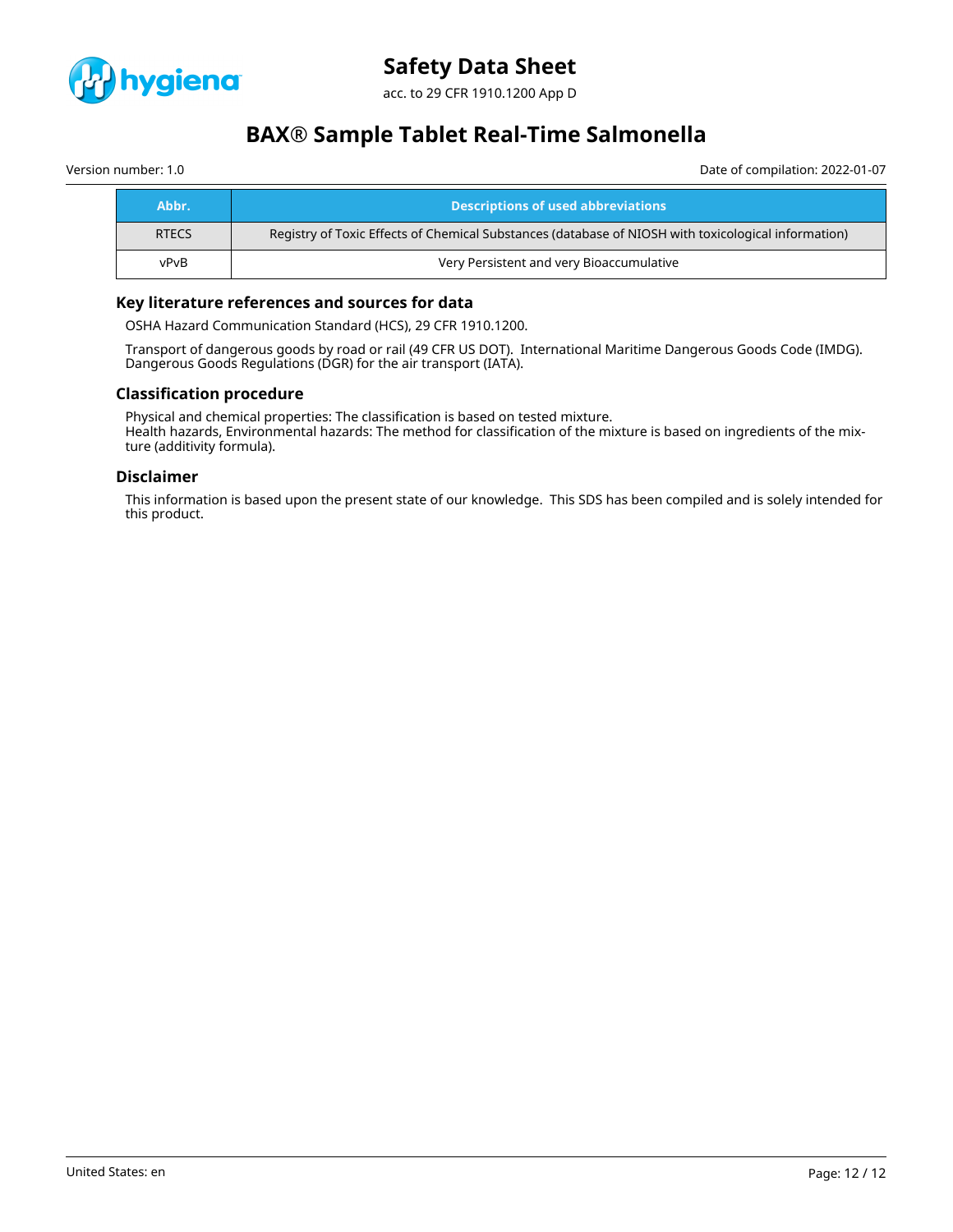| Abbr. | Descriptions of used abbreviations |
| --- | --- |
| RTECS | Registry of Toxic Effects of Chemical Substances (database of NIOSH with toxicological information) |
| vPvB | Very Persistent and very Bioaccumulative |

### Key literature references and sources for data

OSHA Hazard Communication Standard (HCS), 29 CFR 1910.1200.

Transport of dangerous goods by road or rail (49 CFR US DOT). International Maritime Dangerous Goods Code (IMDG). Dangerous Goods Regulations (DGR) for the air transport (IATA).

### Classification procedure

Physical and chemical properties: The classification is based on tested mixture.
Health hazards, Environmental hazards: The method for classification of the mixture is based on ingredients of the mixture (additivity formula).

### Disclaimer

This information is based upon the present state of our knowledge. This SDS has been compiled and is solely intended for this product.